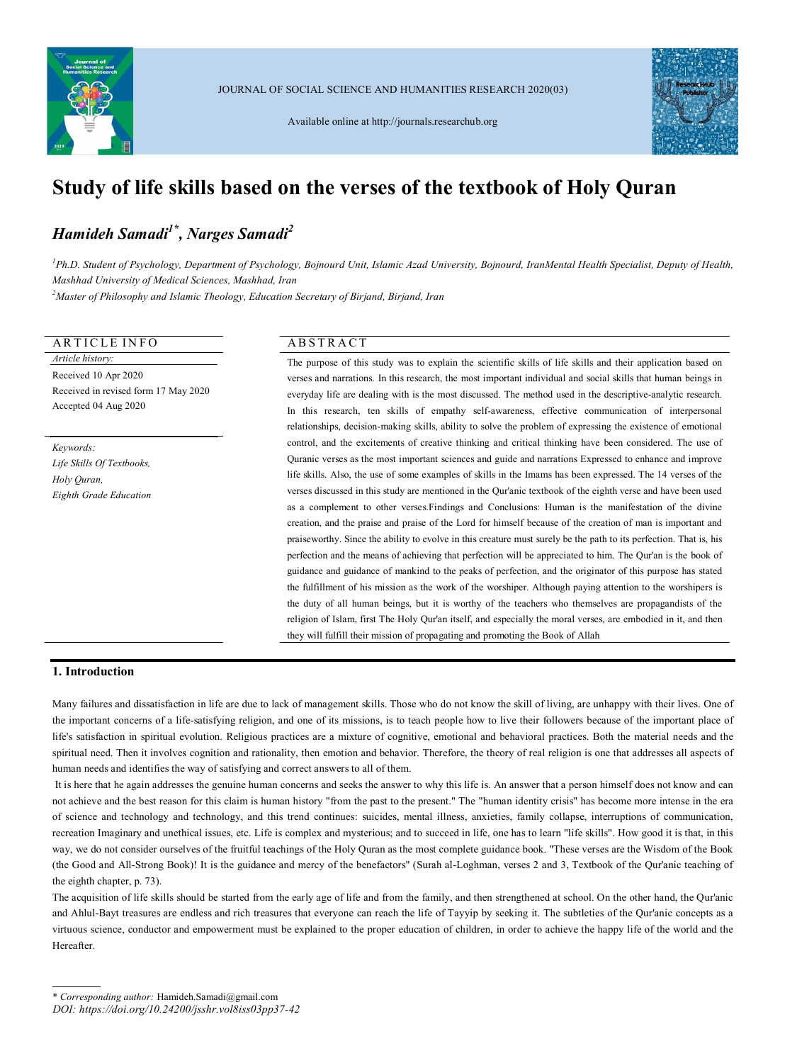# Study of life skills based on the verses of the textbook of Holy Quran

***Hamideh Samadi*[1*]*, Narges Samadi*[2]***

[1]*Ph.D. Student of Psychology, Department of Psychology, Bojnourd Unit, Islamic Azad University, Bojnourd, IranMental Health Specialist, Deputy of Health, Mashhad University of Medical Sciences, Mashhad, Iran*

[2]*Master of Philosophy and Islamic Theology, Education Secretary of Birjand, Birjand, Iran*

## ARTICLE INFO

*Article history:*

Received 10 Apr 2020

Received in revised form 17 May 2020

Accepted 04 Aug 2020

*Keywords:*

*Life Skills Of Textbooks,*

*Holy Quran,*

*Eighth Grade Education*

## ABSTRACT

The purpose of this study was to explain the scientific skills of life skills and their application based on verses and narrations. In this research, the most important individual and social skills that human beings in everyday life are dealing with is the most discussed. The method used in the descriptive-analytic research. In this research, ten skills of empathy self-awareness, effective communication of interpersonal relationships, decision-making skills, ability to solve the problem of expressing the existence of emotional control, and the excitements of creative thinking and critical thinking have been considered. The use of Quranic verses as the most important sciences and guide and narrations Expressed to enhance and improve life skills. Also, the use of some examples of skills in the Imams has been expressed. The 14 verses of the verses discussed in this study are mentioned in the Qur'anic textbook of the eighth verse and have been used as a complement to other verses.Findings and Conclusions: Human is the manifestation of the divine creation, and the praise and praise of the Lord for himself because of the creation of man is important and praiseworthy. Since the ability to evolve in this creature must surely be the path to its perfection. That is, his perfection and the means of achieving that perfection will be appreciated to him. The Qur'an is the book of guidance and guidance of mankind to the peaks of perfection, and the originator of this purpose has stated the fulfillment of his mission as the work of the worshiper. Although paying attention to the worshipers is the duty of all human beings, but it is worthy of the teachers who themselves are propagandists of the religion of Islam, first The Holy Qur'an itself, and especially the moral verses, are embodied in it, and then they will fulfill their mission of propagating and promoting the Book of Allah

## 1. Introduction

Many failures and dissatisfaction in life are due to lack of management skills. Those who do not know the skill of living, are unhappy with their lives. One of the important concerns of a life-satisfying religion, and one of its missions, is to teach people how to live their followers because of the important place of life's satisfaction in spiritual evolution. Religious practices are a mixture of cognitive, emotional and behavioral practices. Both the material needs and the spiritual need. Then it involves cognition and rationality, then emotion and behavior. Therefore, the theory of real religion is one that addresses all aspects of human needs and identifies the way of satisfying and correct answers to all of them.

It is here that he again addresses the genuine human concerns and seeks the answer to why this life is. An answer that a person himself does not know and can not achieve and the best reason for this claim is human history "from the past to the present." The "human identity crisis" has become more intense in the era of science and technology and technology, and this trend continues: suicides, mental illness, anxieties, family collapse, interruptions of communication, recreation Imaginary and unethical issues, etc. Life is complex and mysterious; and to succeed in life, one has to learn "life skills". How good it is that, in this way, we do not consider ourselves of the fruitful teachings of the Holy Quran as the most complete guidance book. "These verses are the Wisdom of the Book (the Good and All-Strong Book)! It is the guidance and mercy of the benefactors" (Surah al-Loghman, verses 2 and 3, Textbook of the Qur'anic teaching of the eighth chapter, p. 73).

The acquisition of life skills should be started from the early age of life and from the family, and then strengthened at school. On the other hand, the Qur'anic and Ahlul-Bayt treasures are endless and rich treasures that everyone can reach the life of Tayyip by seeking it. The subtleties of the Qur'anic concepts as a virtuous science, conductor and empowerment must be explained to the proper education of children, in order to achieve the happy life of the world and the Hereafter.

---

\* *Corresponding author:* Hamideh.Samadi@gmail.com

*DOI: https://doi.org/10.24200/jsshr.vol8iss03pp37-42*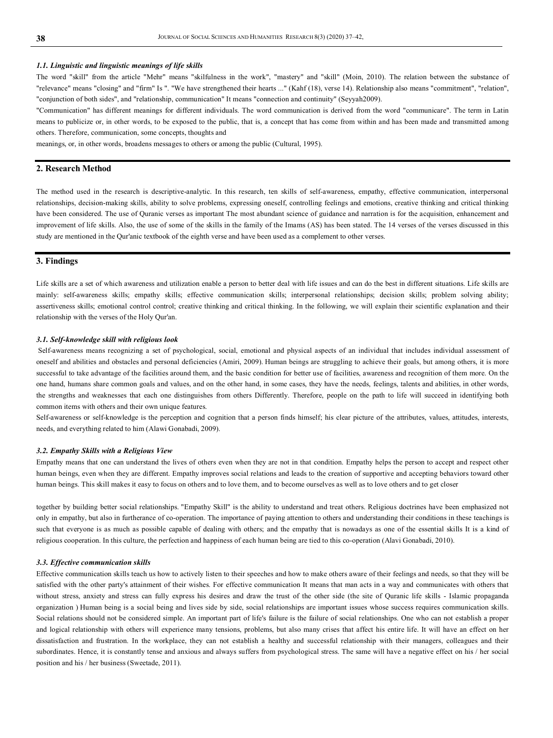### *1.1. Linguistic and linguistic meanings of life skills*

The word "skill" from the article "Mehr" means "skilfulness in the work", "mastery" and "skill" (Moin, 2010). The relation between the substance of "relevance" means "closing" and "firm" Is ". "We have strengthened their hearts ..." (Kahf (18), verse 14). Relationship also means "commitment", "relation", "conjunction of both sides", and "relationship, communication" It means "connection and continuity" (Seyyah2009).

"Communication" has different meanings for different individuals. The word communication is derived from the word "communicare". The term in Latin means to publicize or, in other words, to be exposed to the public, that is, a concept that has come from within and has been made and transmitted among others. Therefore, communication, some concepts, thoughts and

meanings, or, in other words, broadens messages to others or among the public (Cultural, 1995).

## 2. Research Method

The method used in the research is descriptive-analytic. In this research, ten skills of self-awareness, empathy, effective communication, interpersonal relationships, decision-making skills, ability to solve problems, expressing oneself, controlling feelings and emotions, creative thinking and critical thinking have been considered. The use of Quranic verses as important The most abundant science of guidance and narration is for the acquisition, enhancement and improvement of life skills. Also, the use of some of the skills in the family of the Imams (AS) has been stated. The 14 verses of the verses discussed in this study are mentioned in the Qur'anic textbook of the eighth verse and have been used as a complement to other verses.

## 3. Findings

Life skills are a set of which awareness and utilization enable a person to better deal with life issues and can do the best in different situations. Life skills are mainly: self-awareness skills; empathy skills; effective communication skills; interpersonal relationships; decision skills; problem solving ability; assertiveness skills; emotional control control; creative thinking and critical thinking. In the following, we will explain their scientific explanation and their relationship with the verses of the Holy Qur'an.

### *3.1. Self-knowledge skill with religious look*

Self-awareness means recognizing a set of psychological, social, emotional and physical aspects of an individual that includes individual assessment of oneself and abilities and obstacles and personal deficiencies (Amiri, 2009). Human beings are struggling to achieve their goals, but among others, it is more successful to take advantage of the facilities around them, and the basic condition for better use of facilities, awareness and recognition of them more. On the one hand, humans share common goals and values, and on the other hand, in some cases, they have the needs, feelings, talents and abilities, in other words, the strengths and weaknesses that each one distinguishes from others Differently. Therefore, people on the path to life will succeed in identifying both common items with others and their own unique features.

Self-awareness or self-knowledge is the perception and cognition that a person finds himself; his clear picture of the attributes, values, attitudes, interests, needs, and everything related to him (Alawi Gonabadi, 2009).

### *3.2. Empathy Skills with a Religious View*

Empathy means that one can understand the lives of others even when they are not in that condition. Empathy helps the person to accept and respect other human beings, even when they are different. Empathy improves social relations and leads to the creation of supportive and accepting behaviors toward other human beings. This skill makes it easy to focus on others and to love them, and to become ourselves as well as to love others and to get closer together by building better social relationships. "Empathy Skill" is the ability to understand and treat others. Religious doctrines have been emphasized not only in empathy, but also in furtherance of co-operation. The importance of paying attention to others and understanding their conditions in these teachings is such that everyone is as much as possible capable of dealing with others; and the empathy that is nowadays as one of the essential skills It is a kind of religious cooperation. In this culture, the perfection and happiness of each human being are tied to this co-operation (Alavi Gonabadi, 2010).

### *3.3. Effective communication skills*

Effective communication skills teach us how to actively listen to their speeches and how to make others aware of their feelings and needs, so that they will be satisfied with the other party's attainment of their wishes. For effective communication It means that man acts in a way and communicates with others that without stress, anxiety and stress can fully express his desires and draw the trust of the other side (the site of Quranic life skills - Islamic propaganda organization ) Human being is a social being and lives side by side, social relationships are important issues whose success requires communication skills. Social relations should not be considered simple. An important part of life's failure is the failure of social relationships. One who can not establish a proper and logical relationship with others will experience many tensions, problems, but also many crises that affect his entire life. It will have an effect on her dissatisfaction and frustration. In the workplace, they can not establish a healthy and successful relationship with their managers, colleagues and their subordinates. Hence, it is constantly tense and anxious and always suffers from psychological stress. The same will have a negative effect on his / her social position and his / her business (Sweetade, 2011).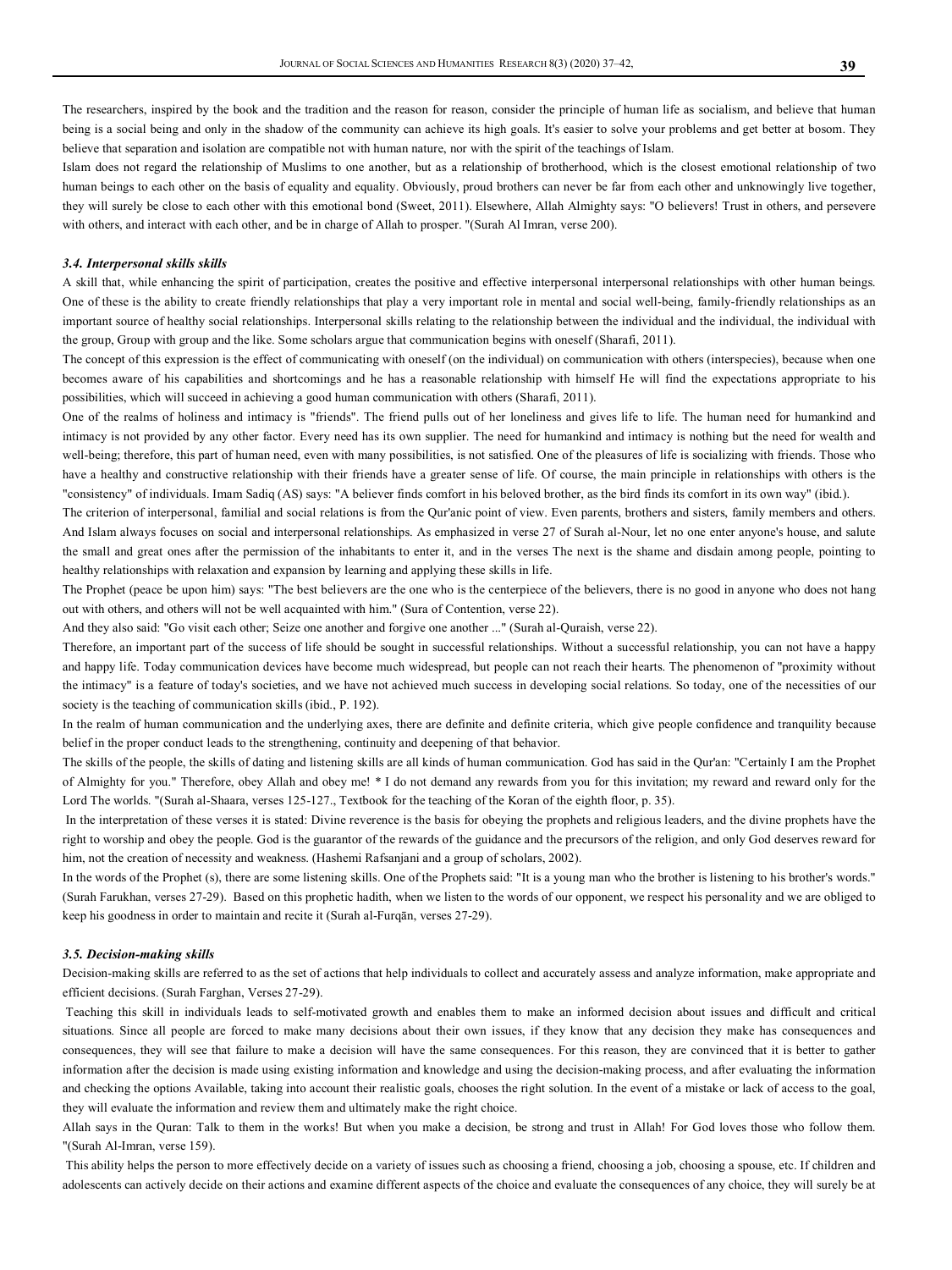The researchers, inspired by the book and the tradition and the reason for reason, consider the principle of human life as socialism, and believe that human being is a social being and only in the shadow of the community can achieve its high goals. It's easier to solve your problems and get better at bosom. They believe that separation and isolation are compatible not with human nature, nor with the spirit of the teachings of Islam.

Islam does not regard the relationship of Muslims to one another, but as a relationship of brotherhood, which is the closest emotional relationship of two human beings to each other on the basis of equality and equality. Obviously, proud brothers can never be far from each other and unknowingly live together, they will surely be close to each other with this emotional bond (Sweet, 2011). Elsewhere, Allah Almighty says: "O believers! Trust in others, and persevere with others, and interact with each other, and be in charge of Allah to prosper. "(Surah Al Imran, verse 200).

### *3.4. Interpersonal skills skills*

A skill that, while enhancing the spirit of participation, creates the positive and effective interpersonal interpersonal relationships with other human beings. One of these is the ability to create friendly relationships that play a very important role in mental and social well-being, family-friendly relationships as an important source of healthy social relationships. Interpersonal skills relating to the relationship between the individual and the individual, the individual with the group, Group with group and the like. Some scholars argue that communication begins with oneself (Sharafi, 2011).

The concept of this expression is the effect of communicating with oneself (on the individual) on communication with others (interspecies), because when one becomes aware of his capabilities and shortcomings and he has a reasonable relationship with himself He will find the expectations appropriate to his possibilities, which will succeed in achieving a good human communication with others (Sharafi, 2011).

One of the realms of holiness and intimacy is "friends". The friend pulls out of her loneliness and gives life to life. The human need for humankind and intimacy is not provided by any other factor. Every need has its own supplier. The need for humankind and intimacy is nothing but the need for wealth and well-being; therefore, this part of human need, even with many possibilities, is not satisfied. One of the pleasures of life is socializing with friends. Those who have a healthy and constructive relationship with their friends have a greater sense of life. Of course, the main principle in relationships with others is the "consistency" of individuals. Imam Sadiq (AS) says: "A believer finds comfort in his beloved brother, as the bird finds its comfort in its own way" (ibid.).

The criterion of interpersonal, familial and social relations is from the Qur'anic point of view. Even parents, brothers and sisters, family members and others. And Islam always focuses on social and interpersonal relationships. As emphasized in verse 27 of Surah al-Nour, let no one enter anyone's house, and salute the small and great ones after the permission of the inhabitants to enter it, and in the verses The next is the shame and disdain among people, pointing to healthy relationships with relaxation and expansion by learning and applying these skills in life.

The Prophet (peace be upon him) says: "The best believers are the one who is the centerpiece of the believers, there is no good in anyone who does not hang out with others, and others will not be well acquainted with him." (Sura of Contention, verse 22).

And they also said: "Go visit each other; Seize one another and forgive one another ..." (Surah al-Quraish, verse 22).

Therefore, an important part of the success of life should be sought in successful relationships. Without a successful relationship, you can not have a happy and happy life. Today communication devices have become much widespread, but people can not reach their hearts. The phenomenon of "proximity without the intimacy" is a feature of today's societies, and we have not achieved much success in developing social relations. So today, one of the necessities of our society is the teaching of communication skills (ibid., P. 192).

In the realm of human communication and the underlying axes, there are definite and definite criteria, which give people confidence and tranquility because belief in the proper conduct leads to the strengthening, continuity and deepening of that behavior.

The skills of the people, the skills of dating and listening skills are all kinds of human communication. God has said in the Qur'an: "Certainly I am the Prophet of Almighty for you." Therefore, obey Allah and obey me! * I do not demand any rewards from you for this invitation; my reward and reward only for the Lord The worlds. "(Surah al-Shaara, verses 125-127., Textbook for the teaching of the Koran of the eighth floor, p. 35).

In the interpretation of these verses it is stated: Divine reverence is the basis for obeying the prophets and religious leaders, and the divine prophets have the right to worship and obey the people. God is the guarantor of the rewards of the guidance and the precursors of the religion, and only God deserves reward for him, not the creation of necessity and weakness. (Hashemi Rafsanjani and a group of scholars, 2002).

In the words of the Prophet (s), there are some listening skills. One of the Prophets said: "It is a young man who the brother is listening to his brother's words." (Surah Farukhan, verses 27-29). Based on this prophetic hadith, when we listen to the words of our opponent, we respect his personality and we are obliged to keep his goodness in order to maintain and recite it (Surah al-Furqān, verses 27-29).

### *3.5. Decision-making skills*

Decision-making skills are referred to as the set of actions that help individuals to collect and accurately assess and analyze information, make appropriate and efficient decisions. (Surah Farghan, Verses 27-29).

Teaching this skill in individuals leads to self-motivated growth and enables them to make an informed decision about issues and difficult and critical situations. Since all people are forced to make many decisions about their own issues, if they know that any decision they make has consequences and consequences, they will see that failure to make a decision will have the same consequences. For this reason, they are convinced that it is better to gather information after the decision is made using existing information and knowledge and using the decision-making process, and after evaluating the information and checking the options Available, taking into account their realistic goals, chooses the right solution. In the event of a mistake or lack of access to the goal, they will evaluate the information and review them and ultimately make the right choice.

Allah says in the Quran: Talk to them in the works! But when you make a decision, be strong and trust in Allah! For God loves those who follow them. "(Surah Al-Imran, verse 159).

This ability helps the person to more effectively decide on a variety of issues such as choosing a friend, choosing a job, choosing a spouse, etc. If children and adolescents can actively decide on their actions and examine different aspects of the choice and evaluate the consequences of any choice, they will surely be at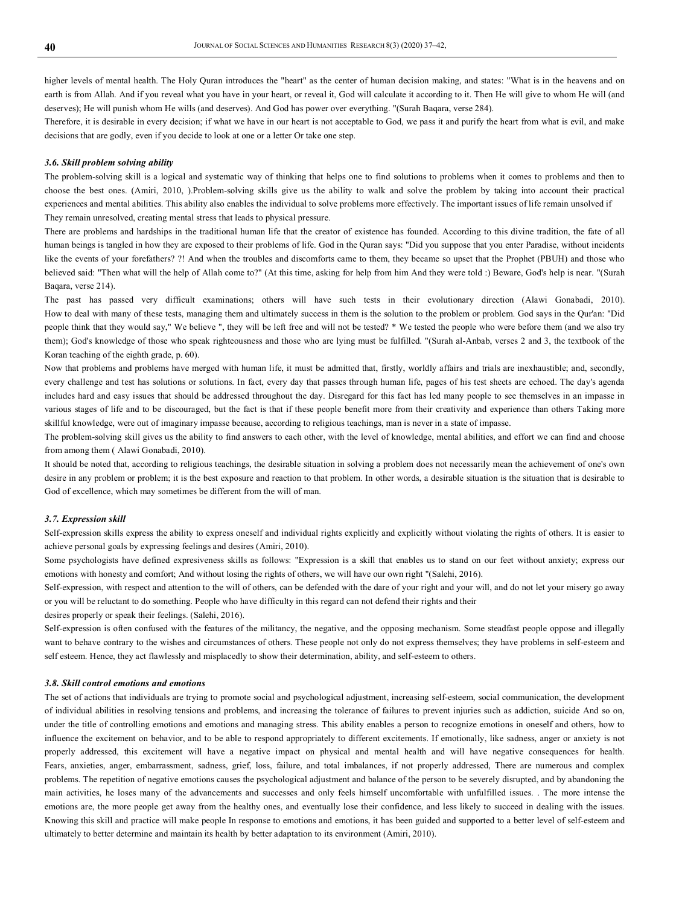higher levels of mental health. The Holy Quran introduces the "heart" as the center of human decision making, and states: "What is in the heavens and on earth is from Allah. And if you reveal what you have in your heart, or reveal it, God will calculate it according to it. Then He will give to whom He will (and deserves); He will punish whom He wills (and deserves). And God has power over everything. "(Surah Baqara, verse 284).

Therefore, it is desirable in every decision; if what we have in our heart is not acceptable to God, we pass it and purify the heart from what is evil, and make decisions that are godly, even if you decide to look at one or a letter Or take one step.

### *3.6. Skill problem solving ability*

The problem-solving skill is a logical and systematic way of thinking that helps one to find solutions to problems when it comes to problems and then to choose the best ones. (Amiri, 2010, ).Problem-solving skills give us the ability to walk and solve the problem by taking into account their practical experiences and mental abilities. This ability also enables the individual to solve problems more effectively. The important issues of life remain unsolved if They remain unresolved, creating mental stress that leads to physical pressure.

There are problems and hardships in the traditional human life that the creator of existence has founded. According to this divine tradition, the fate of all human beings is tangled in how they are exposed to their problems of life. God in the Quran says: "Did you suppose that you enter Paradise, without incidents like the events of your forefathers? ?! And when the troubles and discomforts came to them, they became so upset that the Prophet (PBUH) and those who believed said: "Then what will the help of Allah come to?" (At this time, asking for help from him And they were told :) Beware, God's help is near. "(Surah Baqara, verse 214).

The past has passed very difficult examinations; others will have such tests in their evolutionary direction (Alawi Gonabadi, 2010). How to deal with many of these tests, managing them and ultimately success in them is the solution to the problem or problem. God says in the Qur'an: "Did people think that they would say," We believe ", they will be left free and will not be tested? * We tested the people who were before them (and we also try them); God's knowledge of those who speak righteousness and those who are lying must be fulfilled. "(Surah al-Anbab, verses 2 and 3, the textbook of the Koran teaching of the eighth grade, p. 60).

Now that problems and problems have merged with human life, it must be admitted that, firstly, worldly affairs and trials are inexhaustible; and, secondly, every challenge and test has solutions or solutions. In fact, every day that passes through human life, pages of his test sheets are echoed. The day's agenda includes hard and easy issues that should be addressed throughout the day. Disregard for this fact has led many people to see themselves in an impasse in various stages of life and to be discouraged, but the fact is that if these people benefit more from their creativity and experience than others Taking more skillful knowledge, were out of imaginary impasse because, according to religious teachings, man is never in a state of impasse.

The problem-solving skill gives us the ability to find answers to each other, with the level of knowledge, mental abilities, and effort we can find and choose from among them ( Alawi Gonabadi, 2010).

It should be noted that, according to religious teachings, the desirable situation in solving a problem does not necessarily mean the achievement of one's own desire in any problem or problem; it is the best exposure and reaction to that problem. In other words, a desirable situation is the situation that is desirable to God of excellence, which may sometimes be different from the will of man.

### *3.7. Expression skill*

Self-expression skills express the ability to express oneself and individual rights explicitly and explicitly without violating the rights of others. It is easier to achieve personal goals by expressing feelings and desires (Amiri, 2010).

Some psychologists have defined expresiveness skills as follows: "Expression is a skill that enables us to stand on our feet without anxiety; express our emotions with honesty and comfort; And without losing the rights of others, we will have our own right "(Salehi, 2016).

Self-expression, with respect and attention to the will of others, can be defended with the dare of your right and your will, and do not let your misery go away or you will be reluctant to do something. People who have difficulty in this regard can not defend their rights and their desires properly or speak their feelings. (Salehi, 2016).

Self-expression is often confused with the features of the militancy, the negative, and the opposing mechanism. Some steadfast people oppose and illegally want to behave contrary to the wishes and circumstances of others. These people not only do not express themselves; they have problems in self-esteem and self esteem. Hence, they act flawlessly and misplacedly to show their determination, ability, and self-esteem to others.

### *3.8. Skill control emotions and emotions*

The set of actions that individuals are trying to promote social and psychological adjustment, increasing self-esteem, social communication, the development of individual abilities in resolving tensions and problems, and increasing the tolerance of failures to prevent injuries such as addiction, suicide And so on, under the title of controlling emotions and emotions and managing stress. This ability enables a person to recognize emotions in oneself and others, how to influence the excitement on behavior, and to be able to respond appropriately to different excitements. If emotionally, like sadness, anger or anxiety is not properly addressed, this excitement will have a negative impact on physical and mental health and will have negative consequences for health. Fears, anxieties, anger, embarrassment, sadness, grief, loss, failure, and total imbalances, if not properly addressed, There are numerous and complex problems. The repetition of negative emotions causes the psychological adjustment and balance of the person to be severely disrupted, and by abandoning the main activities, he loses many of the advancements and successes and only feels himself uncomfortable with unfulfilled issues. . The more intense the emotions are, the more people get away from the healthy ones, and eventually lose their confidence, and less likely to succeed in dealing with the issues. Knowing this skill and practice will make people In response to emotions and emotions, it has been guided and supported to a better level of self-esteem and ultimately to better determine and maintain its health by better adaptation to its environment (Amiri, 2010).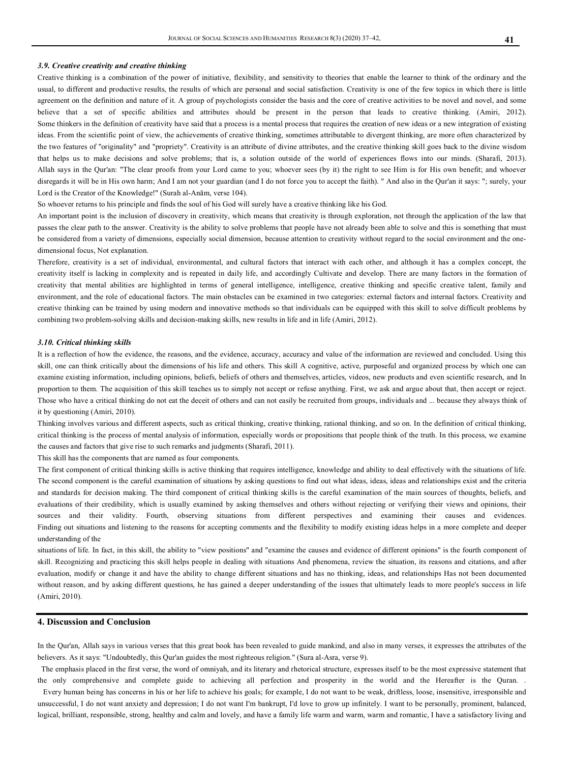### *3.9. Creative creativity and creative thinking*

Creative thinking is a combination of the power of initiative, flexibility, and sensitivity to theories that enable the learner to think of the ordinary and the usual, to different and productive results, the results of which are personal and social satisfaction. Creativity is one of the few topics in which there is little agreement on the definition and nature of it. A group of psychologists consider the basis and the core of creative activities to be novel and novel, and some believe that a set of specific abilities and attributes should be present in the person that leads to creative thinking. (Amiri, 2012). Some thinkers in the definition of creativity have said that a process is a mental process that requires the creation of new ideas or a new integration of existing ideas. From the scientific point of view, the achievements of creative thinking, sometimes attributable to divergent thinking, are more often characterized by the two features of "originality" and "propriety". Creativity is an attribute of divine attributes, and the creative thinking skill goes back to the divine wisdom that helps us to make decisions and solve problems; that is, a solution outside of the world of experiences flows into our minds. (Sharafi, 2013). Allah says in the Qur'an: "The clear proofs from your Lord came to you; whoever sees (by it) the right to see Him is for His own benefit; and whoever disregards it will be in His own harm; And I am not your guardian (and I do not force you to accept the faith). " And also in the Qur'an it says: "; surely, your Lord is the Creator of the Knowledge!" (Surah al-Anām, verse 104).

So whoever returns to his principle and finds the soul of his God will surely have a creative thinking like his God.

An important point is the inclusion of discovery in creativity, which means that creativity is through exploration, not through the application of the law that passes the clear path to the answer. Creativity is the ability to solve problems that people have not already been able to solve and this is something that must be considered from a variety of dimensions, especially social dimension, because attention to creativity without regard to the social environment and the one-dimensional focus, Not explanation.

Therefore, creativity is a set of individual, environmental, and cultural factors that interact with each other, and although it has a complex concept, the creativity itself is lacking in complexity and is repeated in daily life, and accordingly Cultivate and develop. There are many factors in the formation of creativity that mental abilities are highlighted in terms of general intelligence, intelligence, creative thinking and specific creative talent, family and environment, and the role of educational factors. The main obstacles can be examined in two categories: external factors and internal factors. Creativity and creative thinking can be trained by using modern and innovative methods so that individuals can be equipped with this skill to solve difficult problems by combining two problem-solving skills and decision-making skills, new results in life and in life (Amiri, 2012).

### *3.10. Critical thinking skills*

It is a reflection of how the evidence, the reasons, and the evidence, accuracy, accuracy and value of the information are reviewed and concluded. Using this skill, one can think critically about the dimensions of his life and others. This skill A cognitive, active, purposeful and organized process by which one can examine existing information, including opinions, beliefs, beliefs of others and themselves, articles, videos, new products and even scientific research, and In proportion to them. The acquisition of this skill teaches us to simply not accept or refuse anything. First, we ask and argue about that, then accept or reject. Those who have a critical thinking do not eat the deceit of others and can not easily be recruited from groups, individuals and ... because they always think of it by questioning (Amiri, 2010).

Thinking involves various and different aspects, such as critical thinking, creative thinking, rational thinking, and so on. In the definition of critical thinking, critical thinking is the process of mental analysis of information, especially words or propositions that people think of the truth. In this process, we examine the causes and factors that give rise to such remarks and judgments (Sharafi, 2011).

This skill has the components that are named as four components.

The first component of critical thinking skills is active thinking that requires intelligence, knowledge and ability to deal effectively with the situations of life. The second component is the careful examination of situations by asking questions to find out what ideas, ideas, ideas and relationships exist and the criteria and standards for decision making. The third component of critical thinking skills is the careful examination of the main sources of thoughts, beliefs, and evaluations of their credibility, which is usually examined by asking themselves and others without rejecting or verifying their views and opinions, their sources and their validity. Fourth, observing situations from different perspectives and examining their causes and evidences. Finding out situations and listening to the reasons for accepting comments and the flexibility to modify existing ideas helps in a more complete and deeper understanding of the situations of life. In fact, in this skill, the ability to "view positions" and "examine the causes and evidence of different opinions" is the fourth component of skill. Recognizing and practicing this skill helps people in dealing with situations And phenomena, review the situation, its reasons and citations, and after evaluation, modify or change it and have the ability to change different situations and has no thinking, ideas, and relationships Has not been documented without reason, and by asking different questions, he has gained a deeper understanding of the issues that ultimately leads to more people's success in life (Amiri, 2010).

## 4. Discussion and Conclusion

In the Qur'an, Allah says in various verses that this great book has been revealed to guide mankind, and also in many verses, it expresses the attributes of the believers. As it says: "Undoubtedly, this Qur'an guides the most righteous religion." (Sura al-Asra, verse 9).

The emphasis placed in the first verse, the word of omniyah, and its literary and rhetorical structure, expresses itself to be the most expressive statement that the only comprehensive and complete guide to achieving all perfection and prosperity in the world and the Hereafter is the Quran. .

Every human being has concerns in his or her life to achieve his goals; for example, I do not want to be weak, driftless, loose, insensitive, irresponsible and unsuccessful, I do not want anxiety and depression; I do not want I'm bankrupt, I'd love to grow up infinitely. I want to be personally, prominent, balanced, logical, brilliant, responsible, strong, healthy and calm and lovely, and have a family life warm and warm, warm and romantic, I have a satisfactory living and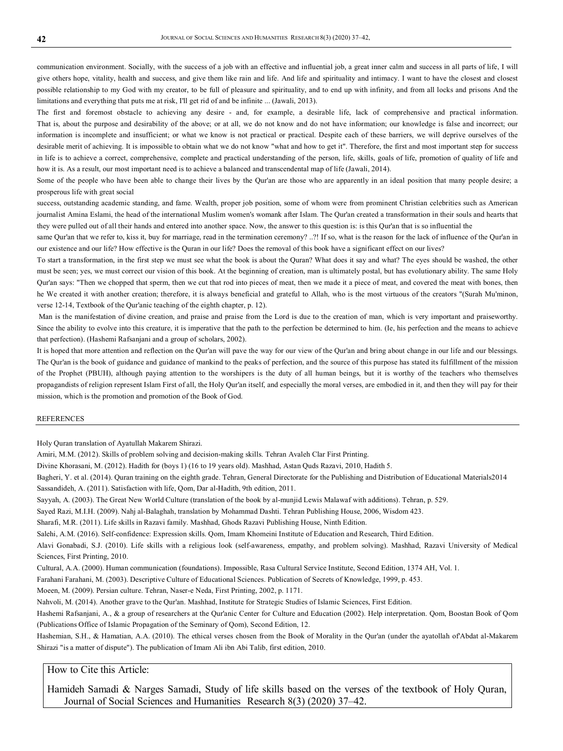communication environment. Socially, with the success of a job with an effective and influential job, a great inner calm and success in all parts of life, I will give others hope, vitality, health and success, and give them like rain and life. And life and spirituality and intimacy. I want to have the closest and closest possible relationship to my God with my creator, to be full of pleasure and spirituality, and to end up with infinity, and from all locks and prisons And the limitations and everything that puts me at risk, I'll get rid of and be infinite ... (Jawali, 2013).

The first and foremost obstacle to achieving any desire - and, for example, a desirable life, lack of comprehensive and practical information. That is, about the purpose and desirability of the above; or at all, we do not know and do not have information; our knowledge is false and incorrect; our information is incomplete and insufficient; or what we know is not practical or practical. Despite each of these barriers, we will deprive ourselves of the desirable merit of achieving. It is impossible to obtain what we do not know "what and how to get it". Therefore, the first and most important step for success in life is to achieve a correct, comprehensive, complete and practical understanding of the person, life, skills, goals of life, promotion of quality of life and how it is. As a result, our most important need is to achieve a balanced and transcendental map of life (Jawali, 2014).

Some of the people who have been able to change their lives by the Qur'an are those who are apparently in an ideal position that many people desire; a prosperous life with great social

success, outstanding academic standing, and fame. Wealth, proper job position, some of whom were from prominent Christian celebrities such as American journalist Amina Eslami, the head of the international Muslim women's womank after Islam. The Qur'an created a transformation in their souls and hearts that they were pulled out of all their hands and entered into another space. Now, the answer to this question is: is this Qur'an that is so influential the

same Qur'an that we refer to, kiss it, buy for marriage, read in the termination ceremony? ..?! If so, what is the reason for the lack of influence of the Qur'an in our existence and our life? How effective is the Quran in our life? Does the removal of this book have a significant effect on our lives?

To start a transformation, in the first step we must see what the book is about the Quran? What does it say and what? The eyes should be washed, the other must be seen; yes, we must correct our vision of this book. At the beginning of creation, man is ultimately postal, but has evolutionary ability. The same Holy Qur'an says: "Then we chopped that sperm, then we cut that rod into pieces of meat, then we made it a piece of meat, and covered the meat with bones, then he We created it with another creation; therefore, it is always beneficial and grateful to Allah, who is the most virtuous of the creators "(Surah Mu'minon, verse 12-14, Textbook of the Qur'anic teaching of the eighth chapter, p. 12).

Man is the manifestation of divine creation, and praise and praise from the Lord is due to the creation of man, which is very important and praiseworthy. Since the ability to evolve into this creature, it is imperative that the path to the perfection be determined to him. (Ie, his perfection and the means to achieve that perfection). (Hashemi Rafsanjani and a group of scholars, 2002).

It is hoped that more attention and reflection on the Qur'an will pave the way for our view of the Qur'an and bring about change in our life and our blessings. The Qur'an is the book of guidance and guidance of mankind to the peaks of perfection, and the source of this purpose has stated its fulfillment of the mission of the Prophet (PBUH), although paying attention to the worshipers is the duty of all human beings, but it is worthy of the teachers who themselves propagandists of religion represent Islam First of all, the Holy Qur'an itself, and especially the moral verses, are embodied in it, and then they will pay for their mission, which is the promotion and promotion of the Book of God.

## REFERENCES

Holy Quran translation of Ayatullah Makarem Shirazi.

Amiri, M.M. (2012). Skills of problem solving and decision-making skills. Tehran Avaleh Clar First Printing.

Divine Khorasani, M. (2012). Hadith for (boys 1) (16 to 19 years old). Mashhad, Astan Quds Razavi, 2010, Hadith 5.

Bagheri, Y. et al. (2014). Quran training on the eighth grade. Tehran, General Directorate for the Publishing and Distribution of Educational Materials2014

Sassandideh, A. (2011). Satisfaction with life, Qom, Dar al-Hadith, 9th edition, 2011.

Sayyah, A. (2003). The Great New World Culture (translation of the book by al-munjid Lewis Malawaf with additions). Tehran, p. 529.

Sayed Razi, M.I.H. (2009). Nahj al-Balaghah, translation by Mohammad Dashti. Tehran Publishing House, 2006, Wisdom 423.

Sharafi, M.R. (2011). Life skills in Razavi family. Mashhad, Ghods Razavi Publishing House, Ninth Edition.

Salehi, A.M. (2016). Self-confidence: Expression skills. Qom, Imam Khomeini Institute of Education and Research, Third Edition.

Alavi Gonabadi, S.J. (2010). Life skills with a religious look (self-awareness, empathy, and problem solving). Mashhad, Razavi University of Medical Sciences, First Printing, 2010.

Cultural, A.A. (2000). Human communication (foundations). Impossible, Rasa Cultural Service Institute, Second Edition, 1374 AH, Vol. 1.

Farahani Farahani, M. (2003). Descriptive Culture of Educational Sciences. Publication of Secrets of Knowledge, 1999, p. 453.

Moeen, M. (2009). Persian culture. Tehran, Naser-e Neda, First Printing, 2002, p. 1171.

Nahvoli, M. (2014). Another grave to the Qur'an. Mashhad, Institute for Strategic Studies of Islamic Sciences, First Edition.

Hashemi Rafsanjani, A., & a group of researchers at the Qur'anic Center for Culture and Education (2002). Help interpretation. Qom, Boostan Book of Qom (Publications Office of Islamic Propagation of the Seminary of Qom), Second Edition, 12.

Hashemian, S.H., & Hamatian, A.A. (2010). The ethical verses chosen from the Book of Morality in the Qur'an (under the ayatollah of'Abdat al-Makarem Shirazi "is a matter of dispute"). The publication of Imam Ali ibn Abi Talib, first edition, 2010.

How to Cite this Article:

Hamideh Samadi & Narges Samadi, Study of life skills based on the verses of the textbook of Holy Quran, Journal of Social Sciences and Humanities Research 8(3) (2020) 37–42.